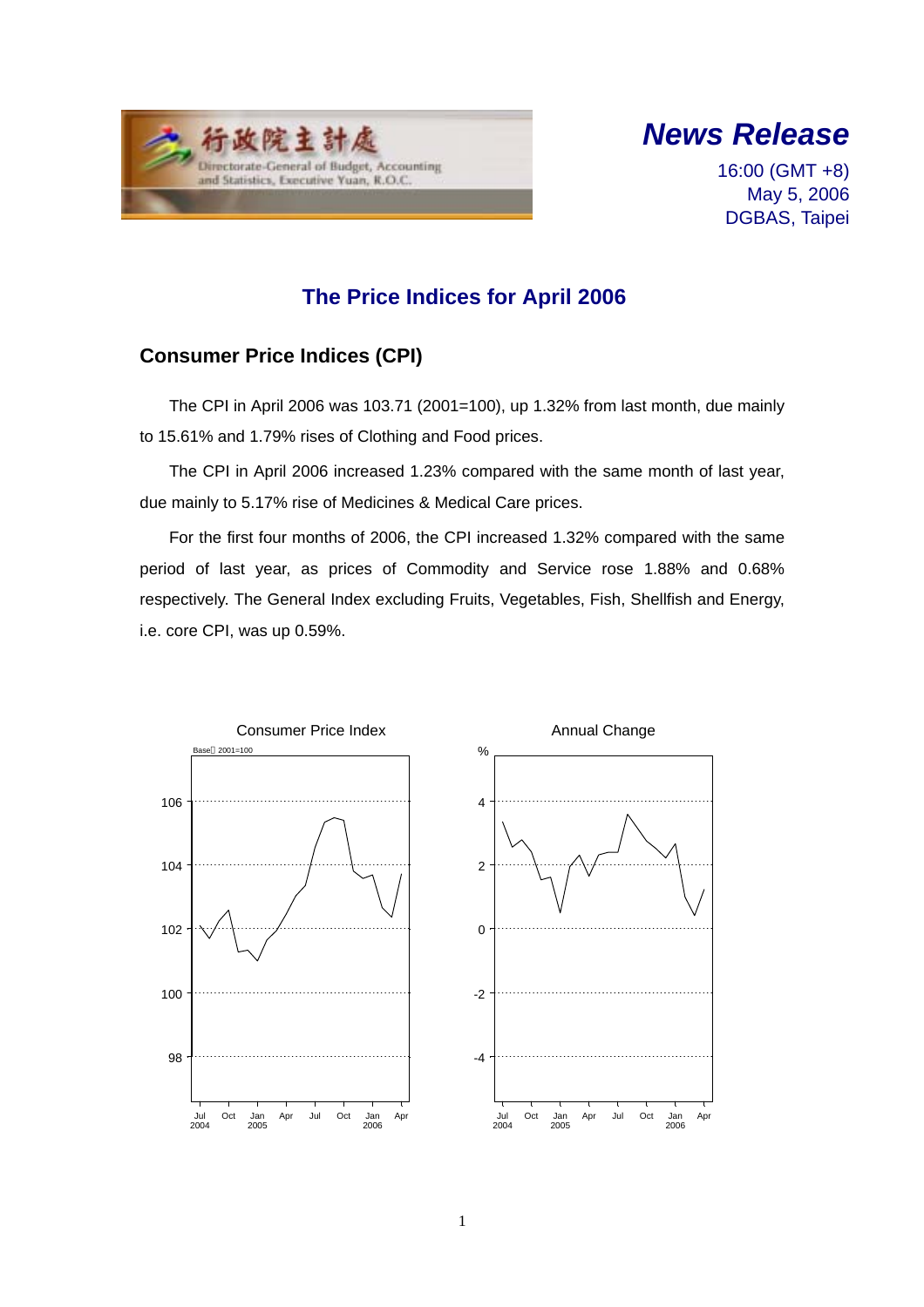行政院主計處

Directorate-General of Budget, Accounting and Statistics, Executive Yuan, R.O.C.

***News Release***

16:00 (GMT +8)
May 5, 2006
DGBAS, Taipei

# The Price Indices for April 2006

## Consumer Price Indices (CPI)

The CPI in April 2006 was 103.71 (2001=100), up 1.32% from last month, due mainly to 15.61% and 1.79% rises of Clothing and Food prices.

The CPI in April 2006 increased 1.23% compared with the same month of last year, due mainly to 5.17% rise of Medicines & Medical Care prices.

For the first four months of 2006, the CPI increased 1.32% compared with the same period of last year, as prices of Commodity and Service rose 1.88% and 0.68% respectively. The General Index excluding Fruits, Vegetables, Fish, Shellfish and Energy, i.e. core CPI, was up 0.59%.

Consumer Price Index

Base：2001=100

Annual Change

%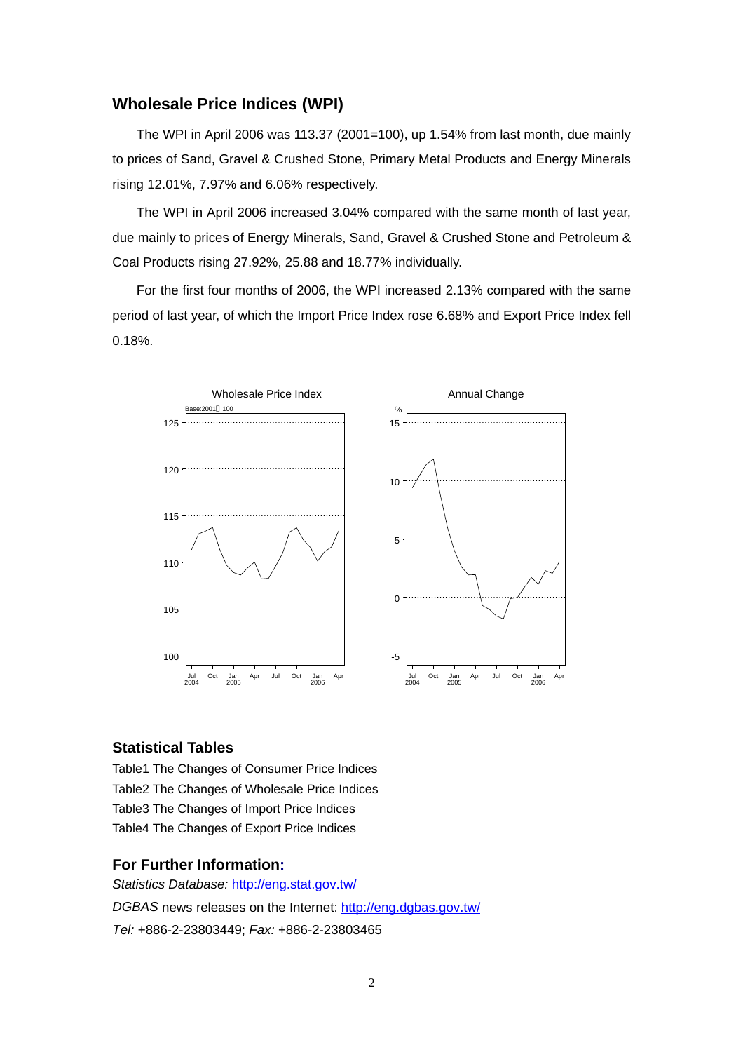## Wholesale Price Indices (WPI)

The WPI in April 2006 was 113.37 (2001=100), up 1.54% from last month, due mainly to prices of Sand, Gravel & Crushed Stone, Primary Metal Products and Energy Minerals rising 12.01%, 7.97% and 6.06% respectively.

The WPI in April 2006 increased 3.04% compared with the same month of last year, due mainly to prices of Energy Minerals, Sand, Gravel & Crushed Stone and Petroleum & Coal Products rising 27.92%, 25.88 and 18.77% individually.

For the first four months of 2006, the WPI increased 2.13% compared with the same period of last year, of which the Import Price Index rose 6.68% and Export Price Index fell 0.18%.

## Statistical Tables

Table1 The Changes of Consumer Price Indices
Table2 The Changes of Wholesale Price Indices
Table3 The Changes of Import Price Indices
Table4 The Changes of Export Price Indices

## For Further Information:

*Statistics Database:* http://eng.stat.gov.tw/
*DGBAS* news releases on the Internet: http://eng.dgbas.gov.tw/
*Tel:* +886-2-23803449; *Fax:* +886-2-23803465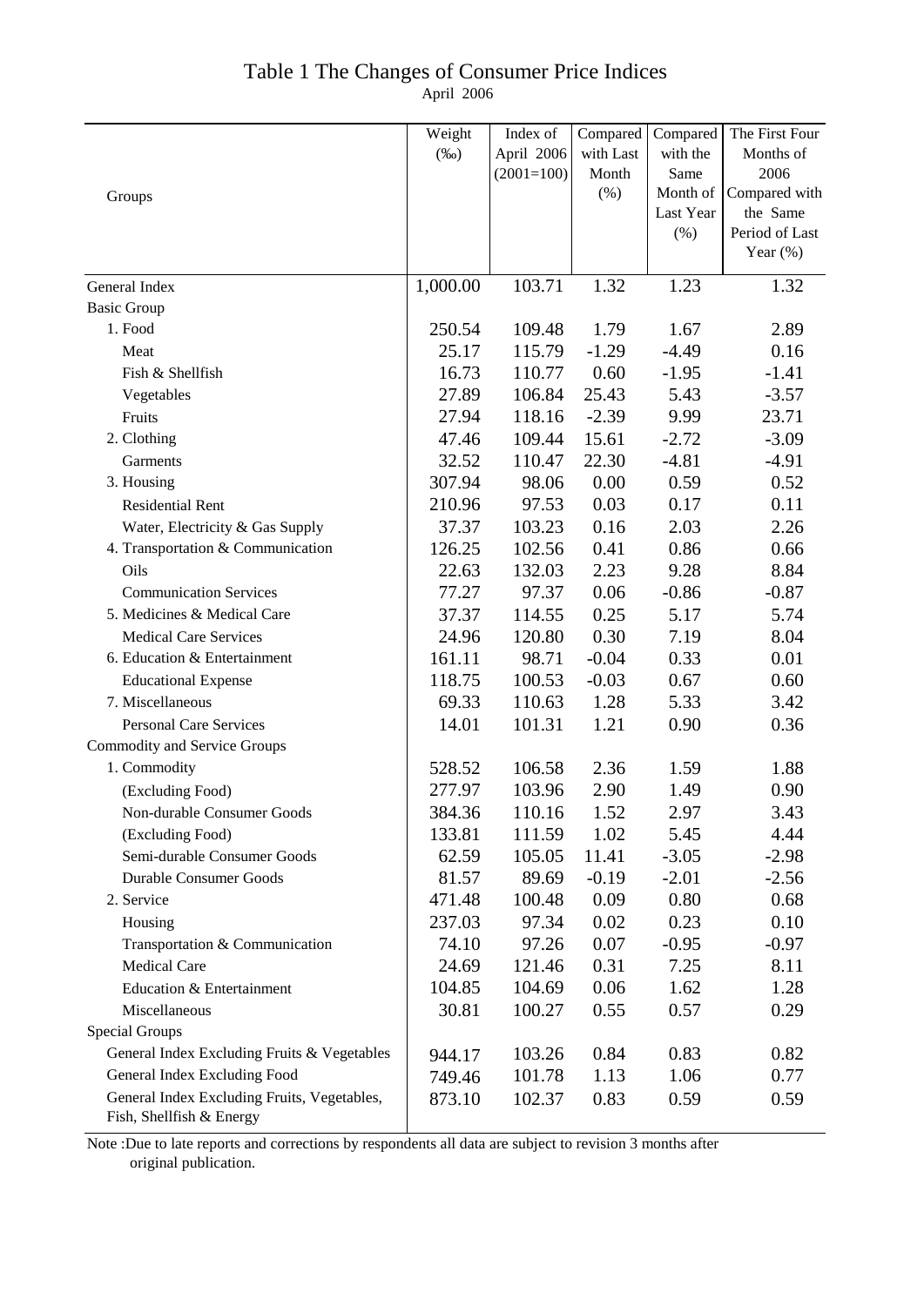# Table 1 The Changes of Consumer Price Indices

April 2006

| Groups | Weight (‰) | Index of April 2006 (2001=100) | Compared with Last Month (%) | Compared with the Same Month of Last Year (%) | The First Four Months of 2006 Compared with the Same Period of Last Year (%) |
|---|---|---|---|---|---|
| General Index | 1,000.00 | 103.71 | 1.32 | 1.23 | 1.32 |
| Basic Group | | | | | |
| 1. Food | 250.54 | 109.48 | 1.79 | 1.67 | 2.89 |
| Meat | 25.17 | 115.79 | -1.29 | -4.49 | 0.16 |
| Fish & Shellfish | 16.73 | 110.77 | 0.60 | -1.95 | -1.41 |
| Vegetables | 27.89 | 106.84 | 25.43 | 5.43 | -3.57 |
| Fruits | 27.94 | 118.16 | -2.39 | 9.99 | 23.71 |
| 2. Clothing | 47.46 | 109.44 | 15.61 | -2.72 | -3.09 |
| Garments | 32.52 | 110.47 | 22.30 | -4.81 | -4.91 |
| 3. Housing | 307.94 | 98.06 | 0.00 | 0.59 | 0.52 |
| Residential Rent | 210.96 | 97.53 | 0.03 | 0.17 | 0.11 |
| Water, Electricity & Gas Supply | 37.37 | 103.23 | 0.16 | 2.03 | 2.26 |
| 4. Transportation & Communication | 126.25 | 102.56 | 0.41 | 0.86 | 0.66 |
| Oils | 22.63 | 132.03 | 2.23 | 9.28 | 8.84 |
| Communication Services | 77.27 | 97.37 | 0.06 | -0.86 | -0.87 |
| 5. Medicines & Medical Care | 37.37 | 114.55 | 0.25 | 5.17 | 5.74 |
| Medical Care Services | 24.96 | 120.80 | 0.30 | 7.19 | 8.04 |
| 6. Education & Entertainment | 161.11 | 98.71 | -0.04 | 0.33 | 0.01 |
| Educational Expense | 118.75 | 100.53 | -0.03 | 0.67 | 0.60 |
| 7. Miscellaneous | 69.33 | 110.63 | 1.28 | 5.33 | 3.42 |
| Personal Care Services | 14.01 | 101.31 | 1.21 | 0.90 | 0.36 |
| Commodity and Service Groups | | | | | |
| 1. Commodity | 528.52 | 106.58 | 2.36 | 1.59 | 1.88 |
| (Excluding Food) | 277.97 | 103.96 | 2.90 | 1.49 | 0.90 |
| Non-durable Consumer Goods | 384.36 | 110.16 | 1.52 | 2.97 | 3.43 |
| (Excluding Food) | 133.81 | 111.59 | 1.02 | 5.45 | 4.44 |
| Semi-durable Consumer Goods | 62.59 | 105.05 | 11.41 | -3.05 | -2.98 |
| Durable Consumer Goods | 81.57 | 89.69 | -0.19 | -2.01 | -2.56 |
| 2. Service | 471.48 | 100.48 | 0.09 | 0.80 | 0.68 |
| Housing | 237.03 | 97.34 | 0.02 | 0.23 | 0.10 |
| Transportation & Communication | 74.10 | 97.26 | 0.07 | -0.95 | -0.97 |
| Medical Care | 24.69 | 121.46 | 0.31 | 7.25 | 8.11 |
| Education & Entertainment | 104.85 | 104.69 | 0.06 | 1.62 | 1.28 |
| Miscellaneous | 30.81 | 100.27 | 0.55 | 0.57 | 0.29 |
| Special Groups | | | | | |
| General Index Excluding Fruits & Vegetables | 944.17 | 103.26 | 0.84 | 0.83 | 0.82 |
| General Index Excluding Food | 749.46 | 101.78 | 1.13 | 1.06 | 0.77 |
| General Index Excluding Fruits, Vegetables, Fish, Shellfish & Energy | 873.10 | 102.37 | 0.83 | 0.59 | 0.59 |

Note :Due to late reports and corrections by respondents all data are subject to revision 3 months after original publication.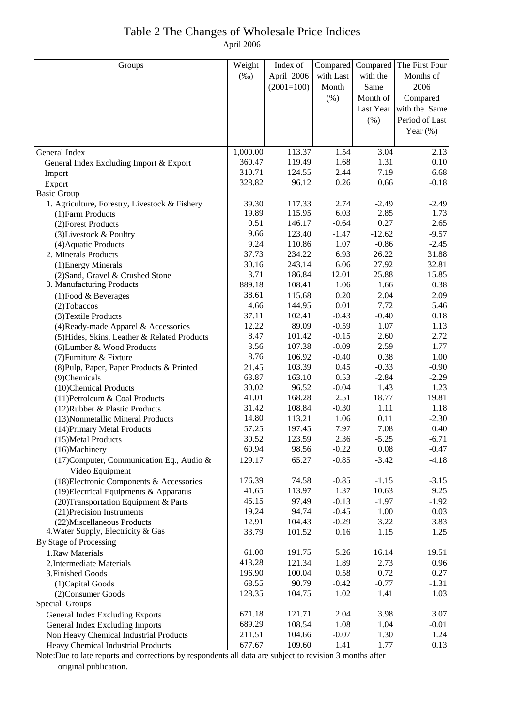# Table 2 The Changes of Wholesale Price Indices

April 2006

| Groups | Weight (‰) | Index of April 2006 (2001=100) | Compared with Last Month (%) | Compared with the Same Month of Last Year (%) | The First Four Months of 2006 Compared with the Same Period of Last Year (%) |
|---|---|---|---|---|---|
| General Index | 1,000.00 | 113.37 | 1.54 | 3.04 | 2.13 |
| General Index Excluding Import & Export | 360.47 | 119.49 | 1.68 | 1.31 | 0.10 |
| Import | 310.71 | 124.55 | 2.44 | 7.19 | 6.68 |
| Export | 328.82 | 96.12 | 0.26 | 0.66 | -0.18 |
| Basic Group | | | | | |
| 1. Agriculture, Forestry, Livestock & Fishery | 39.30 | 117.33 | 2.74 | -2.49 | -2.49 |
| (1)Farm Products | 19.89 | 115.95 | 6.03 | 2.85 | 1.73 |
| (2)Forest Products | 0.51 | 146.17 | -0.64 | 0.27 | 2.65 |
| (3)Livestock & Poultry | 9.66 | 123.40 | -1.47 | -12.62 | -9.57 |
| (4)Aquatic Products | 9.24 | 110.86 | 1.07 | -0.86 | -2.45 |
| 2. Minerals Products | 37.73 | 234.22 | 6.93 | 26.22 | 31.88 |
| (1)Energy Minerals | 30.16 | 243.14 | 6.06 | 27.92 | 32.81 |
| (2)Sand, Gravel & Crushed Stone | 3.71 | 186.84 | 12.01 | 25.88 | 15.85 |
| 3. Manufacturing Products | 889.18 | 108.41 | 1.06 | 1.66 | 0.38 |
| (1)Food & Beverages | 38.61 | 115.68 | 0.20 | 2.04 | 2.09 |
| (2)Tobaccos | 4.66 | 144.95 | 0.01 | 7.72 | 5.46 |
| (3)Textile Products | 37.11 | 102.41 | -0.43 | -0.40 | 0.18 |
| (4)Ready-made Apparel & Accessories | 12.22 | 89.09 | -0.59 | 1.07 | 1.13 |
| (5)Hides, Skins, Leather & Related Products | 8.47 | 101.42 | -0.15 | 2.60 | 2.72 |
| (6)Lumber & Wood Products | 3.56 | 107.38 | -0.09 | 2.59 | 1.77 |
| (7)Furniture & Fixture | 8.76 | 106.92 | -0.40 | 0.38 | 1.00 |
| (8)Pulp, Paper, Paper Products & Printed | 21.45 | 103.39 | 0.45 | -0.33 | -0.90 |
| (9)Chemicals | 63.87 | 163.10 | 0.53 | -2.84 | -2.29 |
| (10)Chemical Products | 30.02 | 96.52 | -0.04 | 1.43 | 1.23 |
| (11)Petroleum & Coal Products | 41.01 | 168.28 | 2.51 | 18.77 | 19.81 |
| (12)Rubber & Plastic Products | 31.42 | 108.84 | -0.30 | 1.11 | 1.18 |
| (13)Nonmetallic Mineral Products | 14.80 | 113.21 | 1.06 | 0.11 | -2.30 |
| (14)Primary Metal Products | 57.25 | 197.45 | 7.97 | 7.08 | 0.40 |
| (15)Metal Products | 30.52 | 123.59 | 2.36 | -5.25 | -6.71 |
| (16)Machinery | 60.94 | 98.56 | -0.22 | 0.08 | -0.47 |
| (17)Computer, Communication Eq., Audio & Video Equipment | 129.17 | 65.27 | -0.85 | -3.42 | -4.18 |
| (18)Electronic Components & Accessories | 176.39 | 74.58 | -0.85 | -1.15 | -3.15 |
| (19)Electrical Equipments & Apparatus | 41.65 | 113.97 | 1.37 | 10.63 | 9.25 |
| (20)Transportation Equipment & Parts | 45.15 | 97.49 | -0.13 | -1.97 | -1.92 |
| (21)Precision Instruments | 19.24 | 94.74 | -0.45 | 1.00 | 0.03 |
| (22)Miscellaneous Products | 12.91 | 104.43 | -0.29 | 3.22 | 3.83 |
| 4.Water Supply, Electricity & Gas | 33.79 | 101.52 | 0.16 | 1.15 | 1.25 |
| By Stage of Processing | | | | | |
| 1.Raw Materials | 61.00 | 191.75 | 5.26 | 16.14 | 19.51 |
| 2.Intermediate Materials | 413.28 | 121.34 | 1.89 | 2.73 | 0.96 |
| 3.Finished Goods | 196.90 | 100.04 | 0.58 | 0.72 | 0.27 |
| (1)Capital Goods | 68.55 | 90.79 | -0.42 | -0.77 | -1.31 |
| (2)Consumer Goods | 128.35 | 104.75 | 1.02 | 1.41 | 1.03 |
| Special Groups | | | | | |
| General Index Excluding Exports | 671.18 | 121.71 | 2.04 | 3.98 | 3.07 |
| General Index Excluding Imports | 689.29 | 108.54 | 1.08 | 1.04 | -0.01 |
| Non Heavy Chemical Industrial Products | 211.51 | 104.66 | -0.07 | 1.30 | 1.24 |
| Heavy Chemical Industrial Products | 677.67 | 109.60 | 1.41 | 1.77 | 0.13 |

Note:Due to late reports and corrections by respondents all data are subject to revision 3 months after original publication.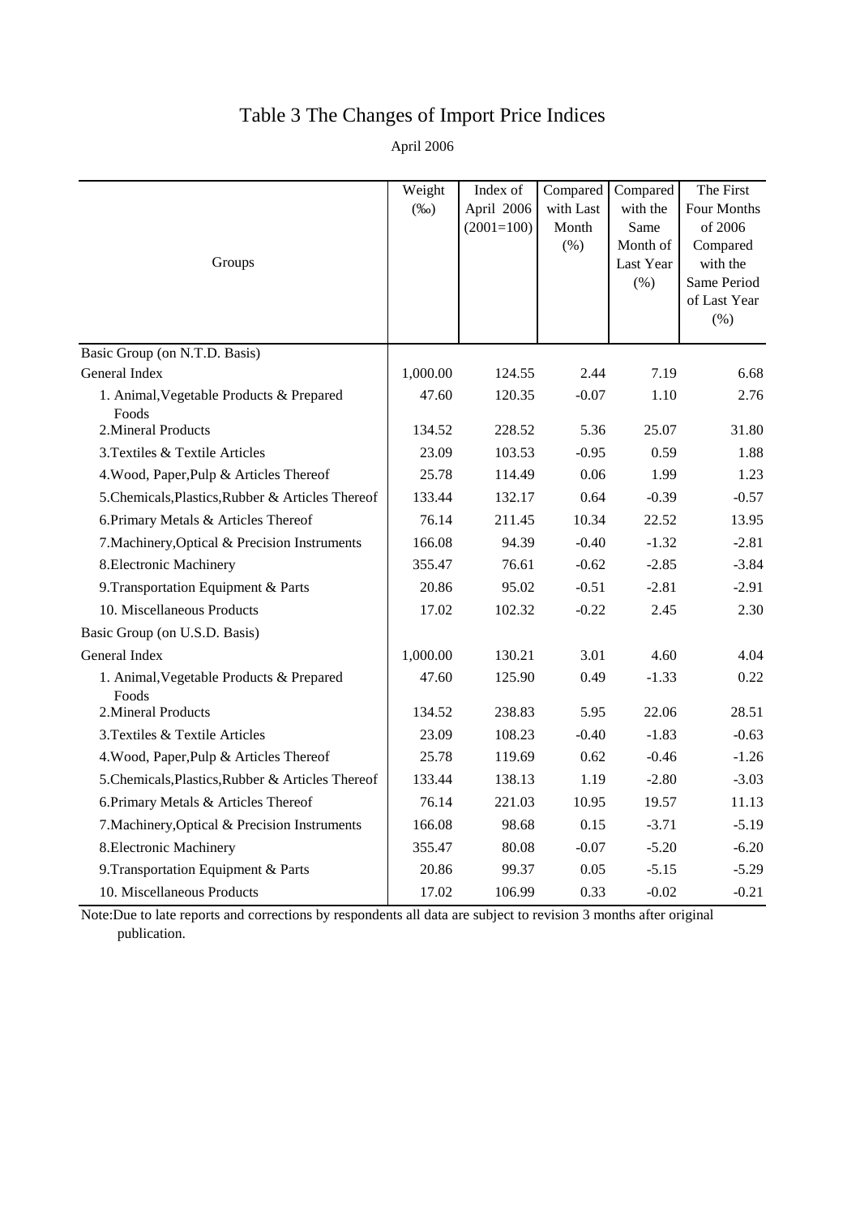# Table 3 The Changes of Import Price Indices

April 2006

| Groups | Weight (‰) | Index of April 2006 (2001=100) | Compared with Last Month (%) | Compared with the Same Month of Last Year (%) | The First Four Months of 2006 Compared with the Same Period of Last Year (%) |
|---|---|---|---|---|---|
| Basic Group (on N.T.D. Basis) | | | | | |
| General Index | 1,000.00 | 124.55 | 2.44 | 7.19 | 6.68 |
| 1. Animal,Vegetable Products & Prepared Foods | 47.60 | 120.35 | -0.07 | 1.10 | 2.76 |
| 2.Mineral Products | 134.52 | 228.52 | 5.36 | 25.07 | 31.80 |
| 3.Textiles & Textile Articles | 23.09 | 103.53 | -0.95 | 0.59 | 1.88 |
| 4.Wood, Paper,Pulp & Articles Thereof | 25.78 | 114.49 | 0.06 | 1.99 | 1.23 |
| 5.Chemicals,Plastics,Rubber & Articles Thereof | 133.44 | 132.17 | 0.64 | -0.39 | -0.57 |
| 6.Primary Metals & Articles Thereof | 76.14 | 211.45 | 10.34 | 22.52 | 13.95 |
| 7.Machinery,Optical & Precision Instruments | 166.08 | 94.39 | -0.40 | -1.32 | -2.81 |
| 8.Electronic Machinery | 355.47 | 76.61 | -0.62 | -2.85 | -3.84 |
| 9.Transportation Equipment & Parts | 20.86 | 95.02 | -0.51 | -2.81 | -2.91 |
| 10. Miscellaneous Products | 17.02 | 102.32 | -0.22 | 2.45 | 2.30 |
| Basic Group (on U.S.D. Basis) | | | | | |
| General Index | 1,000.00 | 130.21 | 3.01 | 4.60 | 4.04 |
| 1. Animal,Vegetable Products & Prepared Foods | 47.60 | 125.90 | 0.49 | -1.33 | 0.22 |
| 2.Mineral Products | 134.52 | 238.83 | 5.95 | 22.06 | 28.51 |
| 3.Textiles & Textile Articles | 23.09 | 108.23 | -0.40 | -1.83 | -0.63 |
| 4.Wood, Paper,Pulp & Articles Thereof | 25.78 | 119.69 | 0.62 | -0.46 | -1.26 |
| 5.Chemicals,Plastics,Rubber & Articles Thereof | 133.44 | 138.13 | 1.19 | -2.80 | -3.03 |
| 6.Primary Metals & Articles Thereof | 76.14 | 221.03 | 10.95 | 19.57 | 11.13 |
| 7.Machinery,Optical & Precision Instruments | 166.08 | 98.68 | 0.15 | -3.71 | -5.19 |
| 8.Electronic Machinery | 355.47 | 80.08 | -0.07 | -5.20 | -6.20 |
| 9.Transportation Equipment & Parts | 20.86 | 99.37 | 0.05 | -5.15 | -5.29 |
| 10. Miscellaneous Products | 17.02 | 106.99 | 0.33 | -0.02 | -0.21 |

Note:Due to late reports and corrections by respondents all data are subject to revision 3 months after original publication.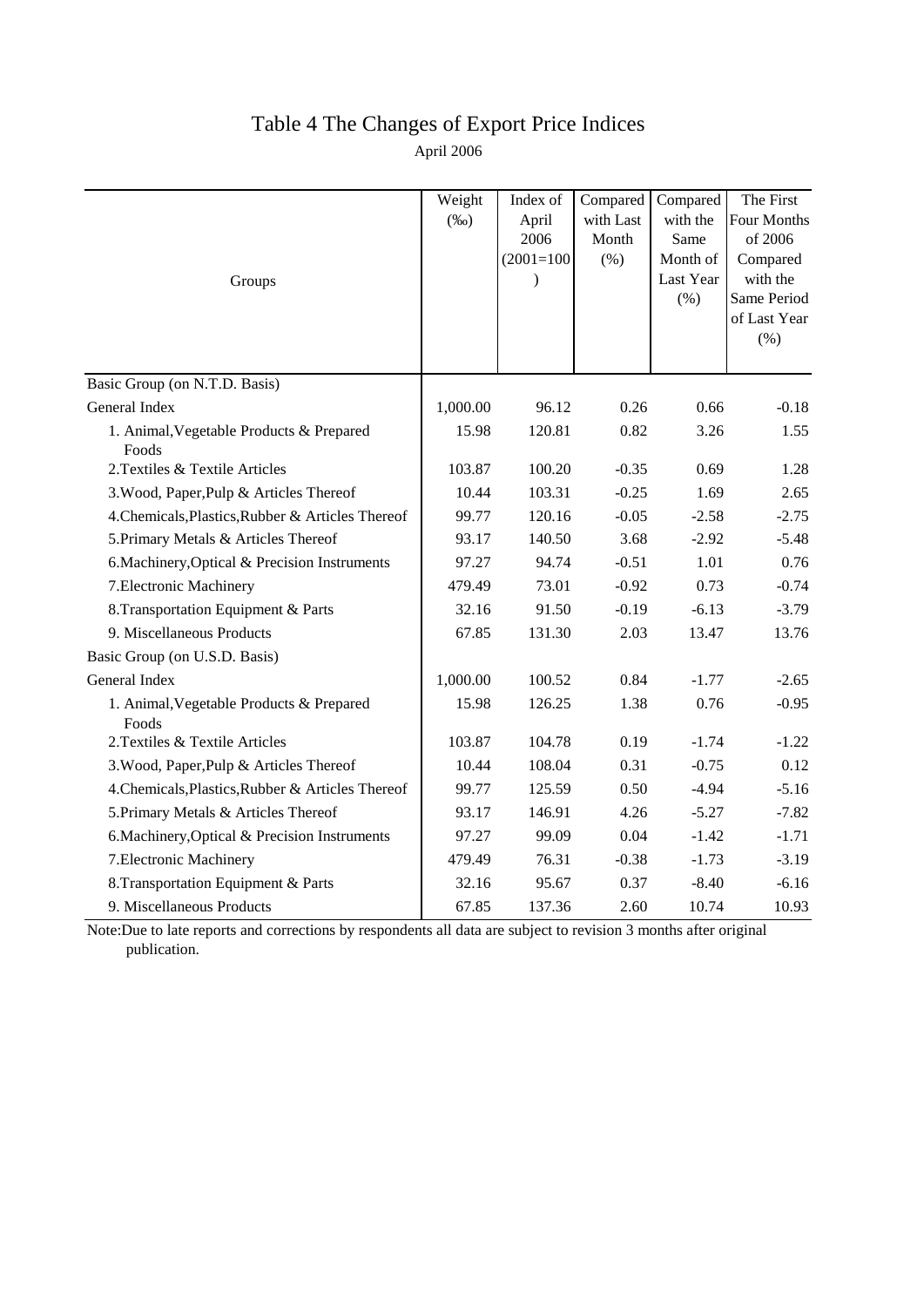# Table 4 The Changes of Export Price Indices

April 2006

| Groups | Weight (‰) | Index of April 2006 (2001=100) | Compared with Last Month (%) | Compared with the Same Month of Last Year (%) | The First Four Months of 2006 Compared with the Same Period of Last Year (%) |
|---|---|---|---|---|---|
| Basic Group (on N.T.D. Basis) | | | | | |
| General Index | 1,000.00 | 96.12 | 0.26 | 0.66 | -0.18 |
| 1. Animal,Vegetable Products & Prepared Foods | 15.98 | 120.81 | 0.82 | 3.26 | 1.55 |
| 2.Textiles & Textile Articles | 103.87 | 100.20 | -0.35 | 0.69 | 1.28 |
| 3.Wood, Paper,Pulp & Articles Thereof | 10.44 | 103.31 | -0.25 | 1.69 | 2.65 |
| 4.Chemicals,Plastics,Rubber & Articles Thereof | 99.77 | 120.16 | -0.05 | -2.58 | -2.75 |
| 5.Primary Metals & Articles Thereof | 93.17 | 140.50 | 3.68 | -2.92 | -5.48 |
| 6.Machinery,Optical & Precision Instruments | 97.27 | 94.74 | -0.51 | 1.01 | 0.76 |
| 7.Electronic Machinery | 479.49 | 73.01 | -0.92 | 0.73 | -0.74 |
| 8.Transportation Equipment & Parts | 32.16 | 91.50 | -0.19 | -6.13 | -3.79 |
| 9. Miscellaneous Products | 67.85 | 131.30 | 2.03 | 13.47 | 13.76 |
| Basic Group (on U.S.D. Basis) | | | | | |
| General Index | 1,000.00 | 100.52 | 0.84 | -1.77 | -2.65 |
| 1. Animal,Vegetable Products & Prepared Foods | 15.98 | 126.25 | 1.38 | 0.76 | -0.95 |
| 2.Textiles & Textile Articles | 103.87 | 104.78 | 0.19 | -1.74 | -1.22 |
| 3.Wood, Paper,Pulp & Articles Thereof | 10.44 | 108.04 | 0.31 | -0.75 | 0.12 |
| 4.Chemicals,Plastics,Rubber & Articles Thereof | 99.77 | 125.59 | 0.50 | -4.94 | -5.16 |
| 5.Primary Metals & Articles Thereof | 93.17 | 146.91 | 4.26 | -5.27 | -7.82 |
| 6.Machinery,Optical & Precision Instruments | 97.27 | 99.09 | 0.04 | -1.42 | -1.71 |
| 7.Electronic Machinery | 479.49 | 76.31 | -0.38 | -1.73 | -3.19 |
| 8.Transportation Equipment & Parts | 32.16 | 95.67 | 0.37 | -8.40 | -6.16 |
| 9. Miscellaneous Products | 67.85 | 137.36 | 2.60 | 10.74 | 10.93 |

Note:Due to late reports and corrections by respondents all data are subject to revision 3 months after original publication.